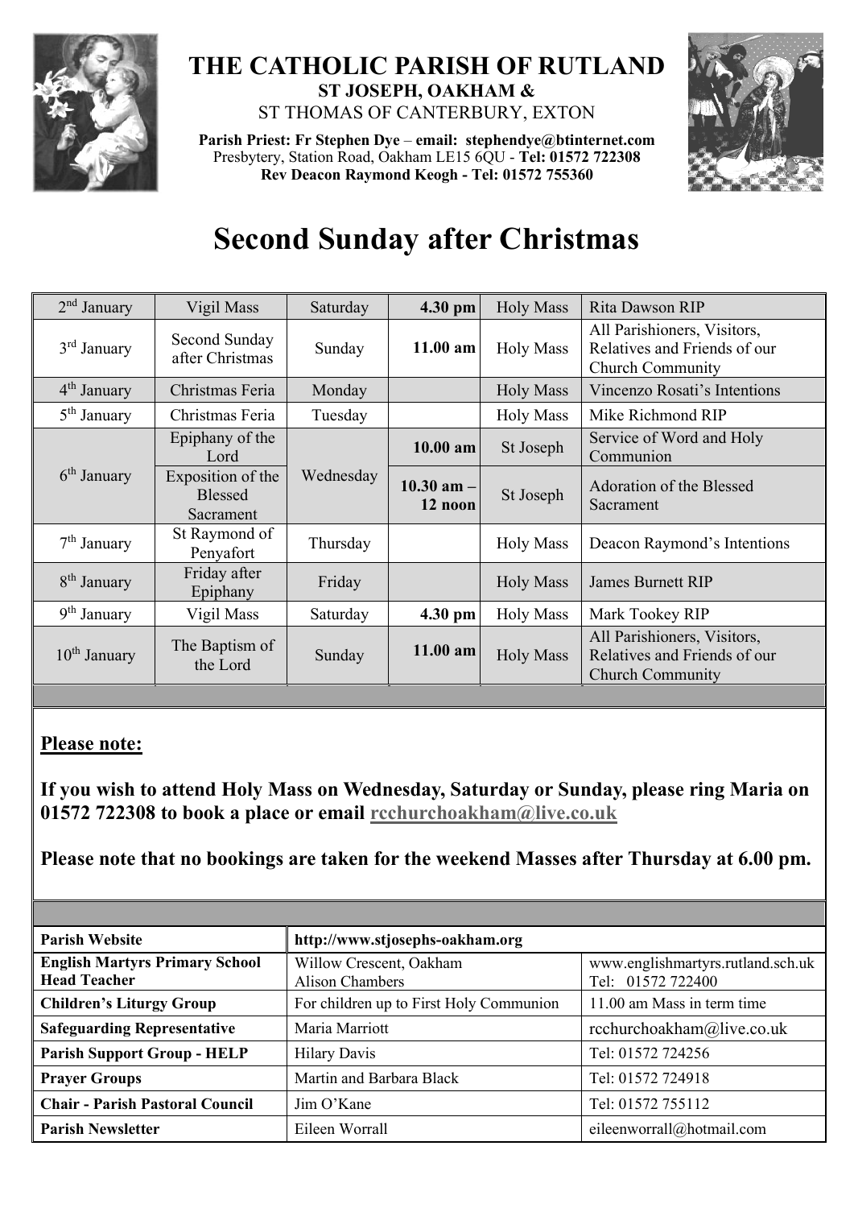# THE CATHOLIC PARISH OF RUTLAND

**ST JOSEPH, OAKHAM &**

ST THOMAS OF CANTERBURY, EXTON

**Parish Priest: Fr Stephen Dye** – **email: stephendye@btinternet.com**
Presbytery, Station Road, Oakham LE15 6QU - **Tel: 01572 722308**
**Rev Deacon Raymond Keogh - Tel: 01572 755360**

# Second Sunday after Christmas

| | | | | | |
|---|---|---|---|---|---|
| 2nd January | Vigil Mass | Saturday | **4.30 pm** | Holy Mass | Rita Dawson RIP |
| 3rd January | Second Sunday after Christmas | Sunday | **11.00 am** | Holy Mass | All Parishioners, Visitors, Relatives and Friends of our Church Community |
| 4th January | Christmas Feria | Monday | | Holy Mass | Vincenzo Rosati's Intentions |
| 5th January | Christmas Feria | Tuesday | | Holy Mass | Mike Richmond RIP |
| 6th January | Epiphany of the Lord | Wednesday | **10.00 am** | St Joseph | Service of Word and Holy Communion |
| | Exposition of the Blessed Sacrament | | **10.30 am – 12 noon** | St Joseph | Adoration of the Blessed Sacrament |
| 7th January | St Raymond of Penyafort | Thursday | | Holy Mass | Deacon Raymond's Intentions |
| 8th January | Friday after Epiphany | Friday | | Holy Mass | James Burnett RIP |
| 9th January | Vigil Mass | Saturday | **4.30 pm** | Holy Mass | Mark Tookey RIP |
| 10th January | The Baptism of the Lord | Sunday | **11.00 am** | Holy Mass | All Parishioners, Visitors, Relatives and Friends of our Church Community |

**Please note:**

**If you wish to attend Holy Mass on Wednesday, Saturday or Sunday, please ring Maria on 01572 722308 to book a place or email rcchurchoakham@live.co.uk**

**Please note that no bookings are taken for the weekend Masses after Thursday at 6.00 pm.**

| | | |
|---|---|---|
| **Parish Website** | **http://www.stjosephs-oakham.org** | |
| **English Martyrs Primary School Head Teacher** | Willow Crescent, Oakham Alison Chambers | www.englishmartyrs.rutland.sch.uk Tel: 01572 722400 |
| **Children's Liturgy Group** | For children up to First Holy Communion | 11.00 am Mass in term time |
| **Safeguarding Representative** | Maria Marriott | rcchurchoakham@live.co.uk |
| **Parish Support Group - HELP** | Hilary Davis | Tel: 01572 724256 |
| **Prayer Groups** | Martin and Barbara Black | Tel: 01572 724918 |
| **Chair - Parish Pastoral Council** | Jim O'Kane | Tel: 01572 755112 |
| **Parish Newsletter** | Eileen Worrall | eileenworrall@hotmail.com |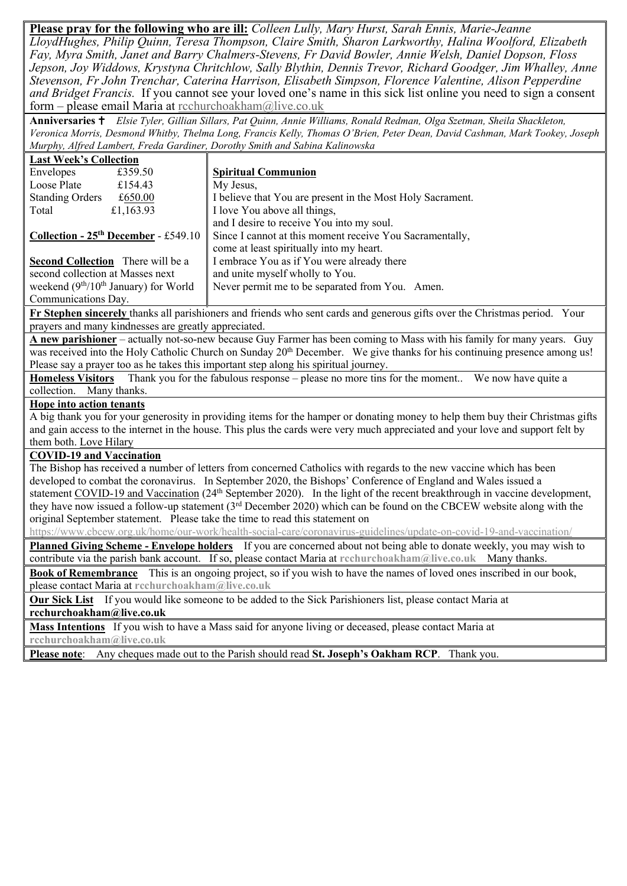**Please pray for the following who are ill:** *Colleen Lully, Mary Hurst, Sarah Ennis, Marie-Jeanne LloydHughes, Philip Quinn, Teresa Thompson, Claire Smith, Sharon Larkworthy, Halina Woolford, Elizabeth Fay, Myra Smith, Janet and Barry Chalmers-Stevens, Fr David Bowler, Annie Welsh, Daniel Dopson, Floss Jepson, Joy Widdows, Krystyna Chritchlow, Sally Blythin, Dennis Trevor, Richard Goodger, Jim Whalley, Anne Stevenson, Fr John Trenchar, Caterina Harrison, Elisabeth Simpson, Florence Valentine, Alison Pepperdine and Bridget Francis.* If you cannot see your loved one's name in this sick list online you need to sign a consent form – please email Maria at rcchurchoakham@live.co.uk

**Anniversaries ✝** *Elsie Tyler, Gillian Sillars, Pat Quinn, Annie Williams, Ronald Redman, Olga Szetman, Sheila Shackleton, Veronica Morris, Desmond Whitby, Thelma Long, Francis Kelly, Thomas O'Brien, Peter Dean, David Cashman, Mark Tookey, Joseph Murphy, Alfred Lambert, Freda Gardiner, Dorothy Smith and Sabina Kalinowska*

**Last Week's Collection**

| | |
|---|---|
| Envelopes | £359.50 |
| Loose Plate | £154.43 |
| Standing Orders | £650.00 |
| Total | £1,163.93 |

**Collection - 25th December** - £549.10

**Second Collection** There will be a second collection at Masses next weekend (9th/10th January) for World Communications Day.

**Spiritual Communion**

My Jesus,
I believe that You are present in the Most Holy Sacrament.
I love You above all things,
and I desire to receive You into my soul.
Since I cannot at this moment receive You Sacramentally,
come at least spiritually into my heart.
I embrace You as if You were already there
and unite myself wholly to You.
Never permit me to be separated from You. Amen.

**Fr Stephen sincerely** thanks all parishioners and friends who sent cards and generous gifts over the Christmas period. Your prayers and many kindnesses are greatly appreciated.

**A new parishioner** – actually not-so-new because Guy Farmer has been coming to Mass with his family for many years. Guy was received into the Holy Catholic Church on Sunday 20th December. We give thanks for his continuing presence among us! Please say a prayer too as he takes this important step along his spiritual journey.

**Homeless Visitors** Thank you for the fabulous response – please no more tins for the moment.. We now have quite a collection. Many thanks.

**Hope into action tenants**

A big thank you for your generosity in providing items for the hamper or donating money to help them buy their Christmas gifts and gain access to the internet in the house. This plus the cards were very much appreciated and your love and support felt by them both. Love Hilary

**COVID-19 and Vaccination**

The Bishop has received a number of letters from concerned Catholics with regards to the new vaccine which has been developed to combat the coronavirus. In September 2020, the Bishops' Conference of England and Wales issued a statement COVID-19 and Vaccination (24th September 2020). In the light of the recent breakthrough in vaccine development, they have now issued a follow-up statement (3rd December 2020) which can be found on the CBCEW website along with the original September statement. Please take the time to read this statement on https://www.cbcew.org.uk/home/our-work/health-social-care/coronavirus-guidelines/update-on-covid-19-and-vaccination/

**Planned Giving Scheme - Envelope holders** If you are concerned about not being able to donate weekly, you may wish to contribute via the parish bank account. If so, please contact Maria at **rcchurchoakham@live.co.uk** Many thanks.

**Book of Remembrance** This is an ongoing project, so if you wish to have the names of loved ones inscribed in our book, please contact Maria at **rcchurchoakham@live.co.uk**

**Our Sick List** If you would like someone to be added to the Sick Parishioners list, please contact Maria at **rcchurchoakham@live.co.uk**

**Mass Intentions** If you wish to have a Mass said for anyone living or deceased, please contact Maria at **rcchurchoakham@live.co.uk**

**Please note**: Any cheques made out to the Parish should read **St. Joseph's Oakham RCP**. Thank you.